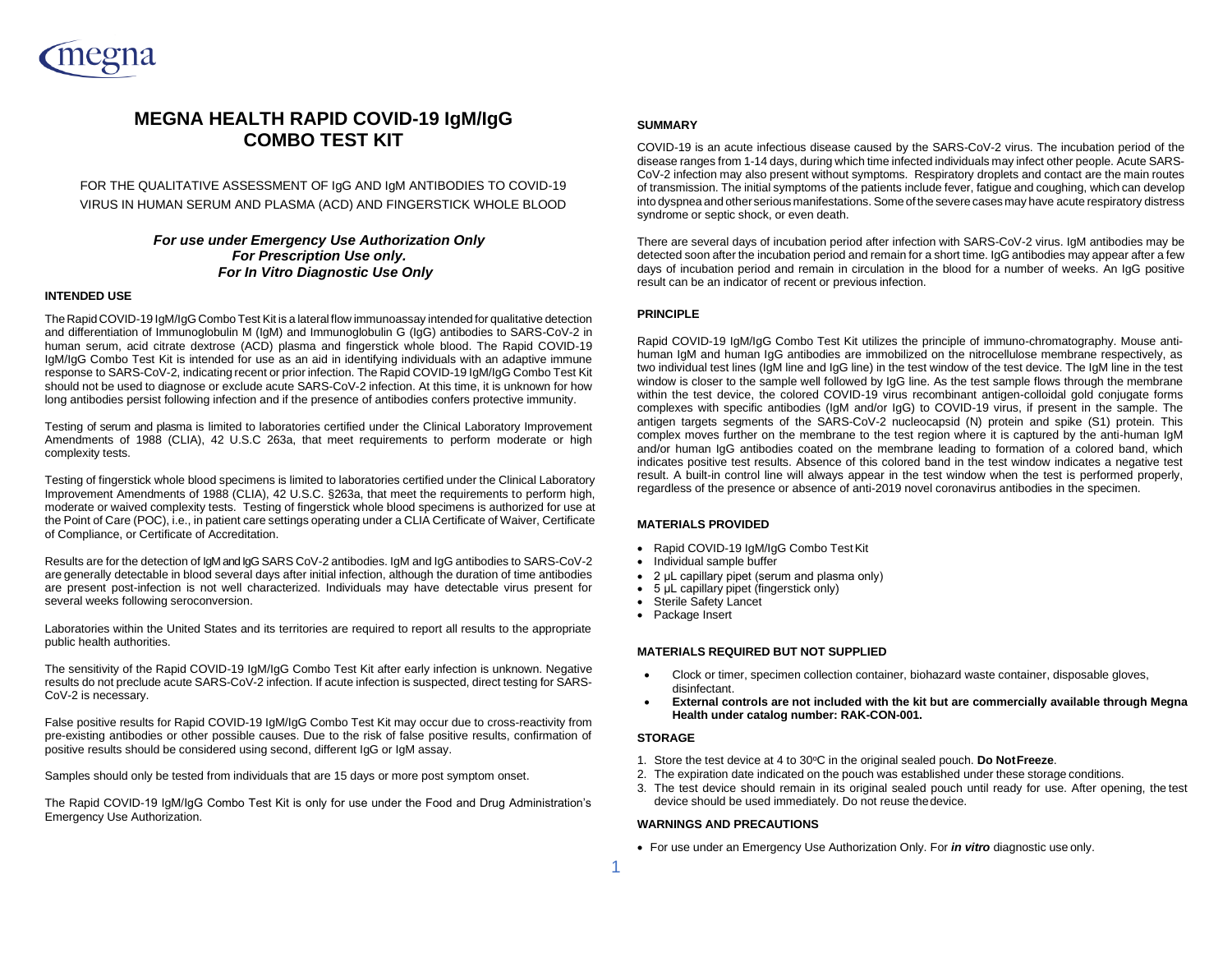# MEGNA HEALTH RAPID COVID-19 IgM/IgG COMBO TEST KIT

FOR THE QUALITATIVE ASSESSMENT OF IgG AND IgM ANTIBODIES TO COVID-19 VIRUS IN HUMAN SERUM AND PLASMA (ACD) AND FINGERSTICK WHOLE BLOOD

***For use under Emergency Use Authorization Only***
***For Prescription Use only.***
***For In Vitro Diagnostic Use Only***

### INTENDED USE

The Rapid COVID-19 IgM/IgG Combo Test Kit is a lateral flow immunoassay intended for qualitative detection and differentiation of Immunoglobulin M (IgM) and Immunoglobulin G (IgG) antibodies to SARS-CoV-2 in human serum, acid citrate dextrose (ACD) plasma and fingerstick whole blood. The Rapid COVID-19 IgM/IgG Combo Test Kit is intended for use as an aid in identifying individuals with an adaptive immune response to SARS-CoV-2, indicating recent or prior infection. The Rapid COVID-19 IgM/IgG Combo Test Kit should not be used to diagnose or exclude acute SARS-CoV-2 infection. At this time, it is unknown for how long antibodies persist following infection and if the presence of antibodies confers protective immunity.

Testing of serum and plasma is limited to laboratories certified under the Clinical Laboratory Improvement Amendments of 1988 (CLIA), 42 U.S.C 263a, that meet requirements to perform moderate or high complexity tests.

Testing of fingerstick whole blood specimens is limited to laboratories certified under the Clinical Laboratory Improvement Amendments of 1988 (CLIA), 42 U.S.C. §263a, that meet the requirements to perform high, moderate or waived complexity tests. Testing of fingerstick whole blood specimens is authorized for use at the Point of Care (POC), i.e., in patient care settings operating under a CLIA Certificate of Waiver, Certificate of Compliance, or Certificate of Accreditation.

Results are for the detection of IgM and IgG SARS CoV-2 antibodies. IgM and IgG antibodies to SARS-CoV-2 are generally detectable in blood several days after initial infection, although the duration of time antibodies are present post-infection is not well characterized. Individuals may have detectable virus present for several weeks following seroconversion.

Laboratories within the United States and its territories are required to report all results to the appropriate public health authorities.

The sensitivity of the Rapid COVID-19 IgM/IgG Combo Test Kit after early infection is unknown. Negative results do not preclude acute SARS-CoV-2 infection. If acute infection is suspected, direct testing for SARS-CoV-2 is necessary.

False positive results for Rapid COVID-19 IgM/IgG Combo Test Kit may occur due to cross-reactivity from pre-existing antibodies or other possible causes. Due to the risk of false positive results, confirmation of positive results should be considered using second, different IgG or IgM assay.

Samples should only be tested from individuals that are 15 days or more post symptom onset.

The Rapid COVID-19 IgM/IgG Combo Test Kit is only for use under the Food and Drug Administration's Emergency Use Authorization.

### SUMMARY

COVID-19 is an acute infectious disease caused by the SARS-CoV-2 virus. The incubation period of the disease ranges from 1-14 days, during which time infected individuals may infect other people. Acute SARS-CoV-2 infection may also present without symptoms. Respiratory droplets and contact are the main routes of transmission. The initial symptoms of the patients include fever, fatigue and coughing, which can develop into dyspnea and other serious manifestations. Some of the severe cases may have acute respiratory distress syndrome or septic shock, or even death.

There are several days of incubation period after infection with SARS-CoV-2 virus. IgM antibodies may be detected soon after the incubation period and remain for a short time. IgG antibodies may appear after a few days of incubation period and remain in circulation in the blood for a number of weeks. An IgG positive result can be an indicator of recent or previous infection.

### PRINCIPLE

Rapid COVID-19 IgM/IgG Combo Test Kit utilizes the principle of immuno-chromatography. Mouse anti-human IgM and human IgG antibodies are immobilized on the nitrocellulose membrane respectively, as two individual test lines (IgM line and IgG line) in the test window of the test device. The IgM line in the test window is closer to the sample well followed by IgG line. As the test sample flows through the membrane within the test device, the colored COVID-19 virus recombinant antigen-colloidal gold conjugate forms complexes with specific antibodies (IgM and/or IgG) to COVID-19 virus, if present in the sample. The antigen targets segments of the SARS-CoV-2 nucleocapsid (N) protein and spike (S1) protein. This complex moves further on the membrane to the test region where it is captured by the anti-human IgM and/or human IgG antibodies coated on the membrane leading to formation of a colored band, which indicates positive test results. Absence of this colored band in the test window indicates a negative test result. A built-in control line will always appear in the test window when the test is performed properly, regardless of the presence or absence of anti-2019 novel coronavirus antibodies in the specimen.

### MATERIALS PROVIDED

- Rapid COVID-19 IgM/IgG Combo Test Kit
- Individual sample buffer
- 2 µL capillary pipet (serum and plasma only)
- 5 µL capillary pipet (fingerstick only)
- Sterile Safety Lancet
- Package Insert

### MATERIALS REQUIRED BUT NOT SUPPLIED

- Clock or timer, specimen collection container, biohazard waste container, disposable gloves, disinfectant.
- **External controls are not included with the kit but are commercially available through Megna Health under catalog number: RAK-CON-001.**

### STORAGE

1. Store the test device at 4 to 30°C in the original sealed pouch. **Do Not Freeze**.
2. The expiration date indicated on the pouch was established under these storage conditions.
3. The test device should remain in its original sealed pouch until ready for use. After opening, the test device should be used immediately. Do not reuse the device.

### WARNINGS AND PRECAUTIONS

- For use under an Emergency Use Authorization Only. For ***in vitro*** diagnostic use only.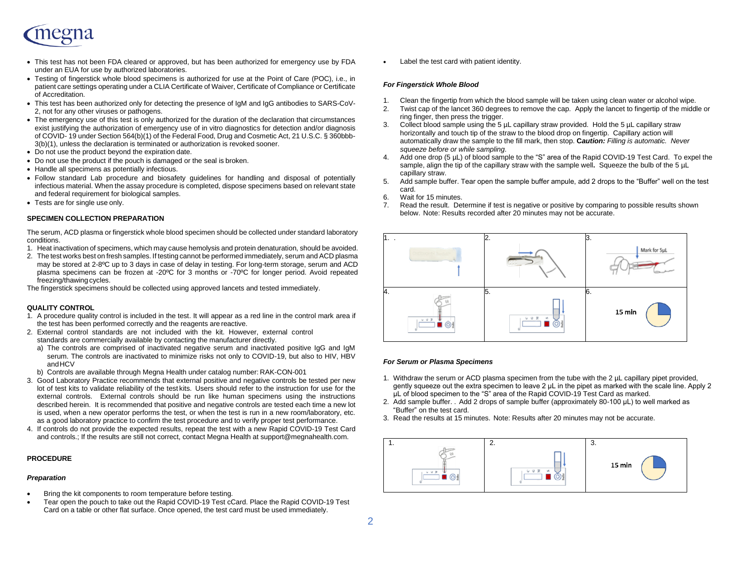- This test has not been FDA cleared or approved, but has been authorized for emergency use by FDA under an EUA for use by authorized laboratories.
- Testing of fingerstick whole blood specimens is authorized for use at the Point of Care (POC), i.e., in patient care settings operating under a CLIA Certificate of Waiver, Certificate of Compliance or Certificate of Accreditation.
- This test has been authorized only for detecting the presence of IgM and IgG antibodies to SARS-CoV-2, not for any other viruses or pathogens.
- The emergency use of this test is only authorized for the duration of the declaration that circumstances exist justifying the authorization of emergency use of in vitro diagnostics for detection and/or diagnosis of COVID- 19 under Section 564(b)(1) of the Federal Food, Drug and Cosmetic Act, 21 U.S.C. § 360bbb-3(b)(1), unless the declaration is terminated or authorization is revoked sooner.
- Do not use the product beyond the expiration date.
- Do not use the product if the pouch is damaged or the seal is broken.
- Handle all specimens as potentially infectious.
- Follow standard Lab procedure and biosafety guidelines for handling and disposal of potentially infectious material. When the assay procedure is completed, dispose specimens based on relevant state and federal requirement for biological samples.
- Tests are for single use only.

**SPECIMEN COLLECTION PREPARATION**

The serum, ACD plasma or fingerstick whole blood specimen should be collected under standard laboratory conditions.

1. Heat inactivation of specimens, which may cause hemolysis and protein denaturation, should be avoided.
2. The test works best on fresh samples. If testing cannot be performed immediately, serum and ACD plasma may be stored at 2-8ºC up to 3 days in case of delay in testing. For long-term storage, serum and ACD plasma specimens can be frozen at -20ºC for 3 months or -70ºC for longer period. Avoid repeated freezing/thawing cycles.

The fingerstick specimens should be collected using approved lancets and tested immediately.

**QUALITY CONTROL**

1. A procedure quality control is included in the test. It will appear as a red line in the control mark area if the test has been performed correctly and the reagents are reactive.
2. External control standards are not included with the kit. However, external control standards are commercially available by contacting the manufacturer directly.
   a) The controls are comprised of inactivated negative serum and inactivated positive IgG and IgM serum. The controls are inactivated to minimize risks not only to COVID-19, but also to HIV, HBV and HCV
   b) Controls are available through Megna Health under catalog number: RAK-CON-001
3. Good Laboratory Practice recommends that external positive and negative controls be tested per new lot of test kits to validate reliability of the test kits. Users should refer to the instruction for use for the external controls. External controls should be run like human specimens using the instructions described herein. It is recommended that positive and negative controls are tested each time a new lot is used, when a new operator performs the test, or when the test is run in a new room/laboratory, etc. as a good laboratory practice to confirm the test procedure and to verify proper test performance.
4. If controls do not provide the expected results, repeat the test with a new Rapid COVID-19 Test Card and controls.; If the results are still not correct, contact Megna Health at support@megnahealth.com.

**PROCEDURE**

***Preparation***

- Bring the kit components to room temperature before testing.
- Tear open the pouch to take out the Rapid COVID-19 Test cCard. Place the Rapid COVID-19 Test Card on a table or other flat surface. Once opened, the test card must be used immediately.
- Label the test card with patient identity.

***For Fingerstick Whole Blood***

1. Clean the fingertip from which the blood sample will be taken using clean water or alcohol wipe.
2. Twist cap of the lancet 360 degrees to remove the cap. Apply the lancet to fingertip of the middle or ring finger, then press the trigger.
3. Collect blood sample using the 5 µL capillary straw provided. Hold the 5 µL capillary straw horizontally and touch tip of the straw to the blood drop on fingertip. Capillary action will automatically draw the sample to the fill mark, then stop. **C*aution:*** *Filling is automatic. Never squeeze before or while sampling.*
4. Add one drop (5 µL) of blood sample to the "S" area of the Rapid COVID-19 Test Card. To expel the sample, align the tip of the capillary straw with the sample well**.** Squeeze the bulb of the 5 µL capillary straw.
5. Add sample buffer. Tear open the sample buffer ampule, add 2 drops to the "Buffer" well on the test card.
6. Wait for 15 minutes.
7. Read the result. Determine if test is negative or positive by comparing to possible results shown below. Note: Results recorded after 20 minutes may not be accurate.

| 1. . | 2. | 3. Mark for 5µL |
|---|---|---|
| 4. | 5. | 6. 15 min |

***For Serum or Plasma Specimens***

1. Withdraw the serum or ACD plasma specimen from the tube with the 2 µL capillary pipet provided, gently squeeze out the extra specimen to leave 2 µL in the pipet as marked with the scale line. Apply 2 µL of blood specimen to the "S" area of the Rapid COVID-19 Test Card as marked.
2. Add sample buffer. . Add 2 drops of sample buffer (approximately 80-100 µL) to well marked as "Buffer" on the test card.
3. Read the results at 15 minutes. Note: Results after 20 minutes may not be accurate.

| 1. | 2. | 3. 15 min |
|---|---|---|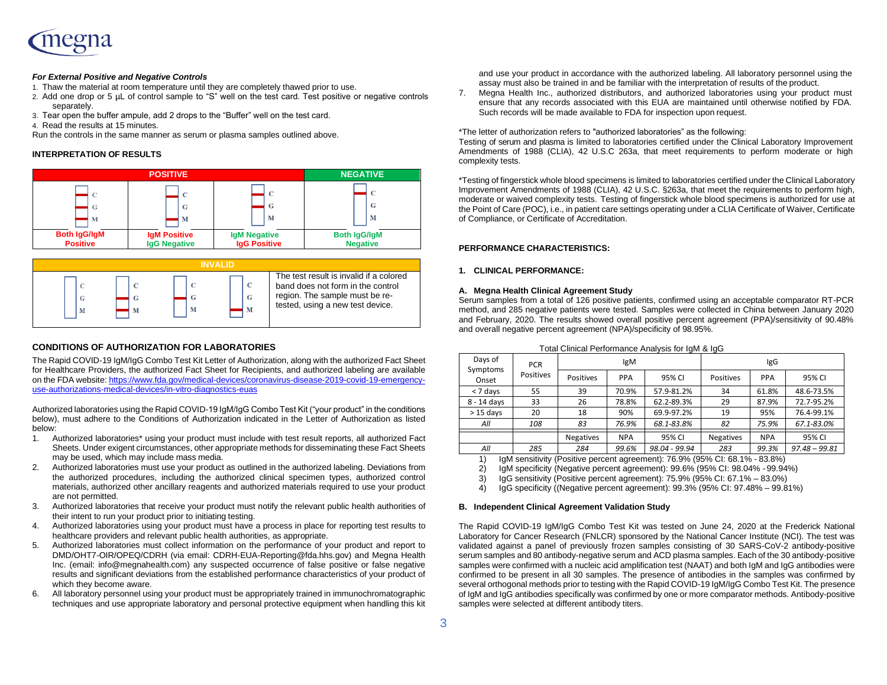***For External Positive and Negative Controls***

1. Thaw the material at room temperature until they are completely thawed prior to use.
2. Add one drop or 5 µL of control sample to "S" well on the test card. Test positive or negative controls separately.
3. Tear open the buffer ampule, add 2 drops to the "Buffer" well on the test card.
4. Read the results at 15 minutes.

Run the controls in the same manner as serum or plasma samples outlined above.

**INTERPRETATION OF RESULTS**

| POSITIVE | | | NEGATIVE |
|---|---|---|---|
| C, G, M bands | C, M bands | C, G bands | C band |
| Both IgG/IgM Positive | IgM Positive IgG Negative | IgM Negative IgG Positive | Both IgG/IgM Negative |

| INVALID | | | | |
|---|---|---|---|---|
| No bands | G, M bands | G band | M band | The test result is invalid if a colored band does not form in the control region. The sample must be re-tested, using a new test device. |

**CONDITIONS OF AUTHORIZATION FOR LABORATORIES**

The Rapid COVID-19 IgM/IgG Combo Test Kit Letter of Authorization, along with the authorized Fact Sheet for Healthcare Providers, the authorized Fact Sheet for Recipients, and authorized labeling are available on the FDA website: https://www.fda.gov/medical-devices/coronavirus-disease-2019-covid-19-emergency-use-authorizations-medical-devices/in-vitro-diagnostics-euas

Authorized laboratories using the Rapid COVID-19 IgM/IgG Combo Test Kit ("your product" in the conditions below), must adhere to the Conditions of Authorization indicated in the Letter of Authorization as listed below:

1. Authorized laboratories* using your product must include with test result reports, all authorized Fact Sheets. Under exigent circumstances, other appropriate methods for disseminating these Fact Sheets may be used, which may include mass media.
2. Authorized laboratories must use your product as outlined in the authorized labeling. Deviations from the authorized procedures, including the authorized clinical specimen types, authorized control materials, authorized other ancillary reagents and authorized materials required to use your product are not permitted.
3. Authorized laboratories that receive your product must notify the relevant public health authorities of their intent to run your product prior to initiating testing.
4. Authorized laboratories using your product must have a process in place for reporting test results to healthcare providers and relevant public health authorities, as appropriate.
5. Authorized laboratories must collect information on the performance of your product and report to DMD/OHT7-OIR/OPEQ/CDRH (via email: CDRH-EUA-Reporting@fda.hhs.gov) and Megna Health Inc. (email: info@megnahealth.com) any suspected occurrence of false positive or false negative results and significant deviations from the established performance characteristics of your product of which they become aware.
6. All laboratory personnel using your product must be appropriately trained in immunochromatographic techniques and use appropriate laboratory and personal protective equipment when handling this kit and use your product in accordance with the authorized labeling. All laboratory personnel using the assay must also be trained in and be familiar with the interpretation of results of the product.
7. Megna Health Inc., authorized distributors, and authorized laboratories using your product must ensure that any records associated with this EUA are maintained until otherwise notified by FDA. Such records will be made available to FDA for inspection upon request.

*The letter of authorization refers to "authorized laboratories" as the following:
Testing of serum and plasma is limited to laboratories certified under the Clinical Laboratory Improvement Amendments of 1988 (CLIA), 42 U.S.C 263a, that meet requirements to perform moderate or high complexity tests.

*Testing of fingerstick whole blood specimens is limited to laboratories certified under the Clinical Laboratory Improvement Amendments of 1988 (CLIA), 42 U.S.C. §263a, that meet the requirements to perform high, moderate or waived complexity tests. Testing of fingerstick whole blood specimens is authorized for use at the Point of Care (POC), i.e., in patient care settings operating under a CLIA Certificate of Waiver, Certificate of Compliance, or Certificate of Accreditation.

**PERFORMANCE CHARACTERISTICS:**

**1. CLINICAL PERFORMANCE:**

**A. Megna Health Clinical Agreement Study**

Serum samples from a total of 126 positive patients, confirmed using an acceptable comparator RT-PCR method, and 285 negative patients were tested. Samples were collected in China between January 2020 and February, 2020. The results showed overall positive percent agreement (PPA)/sensitivity of 90.48% and overall negative percent agreement (NPA)/specificity of 98.95%.

Total Clinical Performance Analysis for IgM & IgG

| Days of Symptoms Onset | PCR Positives | IgM | | | IgG | | |
|---|---|---|---|---|---|---|---|
| | | Positives | PPA | 95% CI | Positives | PPA | 95% CI |
| < 7 days | 55 | 39 | 70.9% | 57.9-81.2% | 34 | 61.8% | 48.6-73.5% |
| 8 - 14 days | 33 | 26 | 78.8% | 62.2-89.3% | 29 | 87.9% | 72.7-95.2% |
| > 15 days | 20 | 18 | 90% | 69.9-97.2% | 19 | 95% | 76.4-99.1% |
| *All* | *108* | *83* | *76.9%* | *68.1-83.8%* | *82* | *75.9%* | *67.1-83.0%* |
| | | Negatives | NPA | 95% CI | Negatives | NPA | 95% CI |
| *All* | *285* | *284* | *99.6%* | *98.04 - 99.94* | *283* | *99.3%* | *97.48 – 99.81* |

1) IgM sensitivity (Positive percent agreement): 76.9% (95% CI: 68.1% - 83.8%)
2) IgM specificity (Negative percent agreement): 99.6% (95% CI: 98.04% - 99.94%)
3) IgG sensitivity (Positive percent agreement): 75.9% (95% CI: 67.1% – 83.0%)
4) IgG specificity ((Negative percent agreement): 99.3% (95% CI: 97.48% – 99.81%)

**B. Independent Clinical Agreement Validation Study**

The Rapid COVID-19 IgM/IgG Combo Test Kit was tested on June 24, 2020 at the Frederick National Laboratory for Cancer Research (FNLCR) sponsored by the National Cancer Institute (NCI). The test was validated against a panel of previously frozen samples consisting of 30 SARS-CoV-2 antibody-positive serum samples and 80 antibody-negative serum and ACD plasma samples. Each of the 30 antibody-positive samples were confirmed with a nucleic acid amplification test (NAAT) and both IgM and IgG antibodies were confirmed to be present in all 30 samples. The presence of antibodies in the samples was confirmed by several orthogonal methods prior to testing with the Rapid COVID-19 IgM/IgG Combo Test Kit. The presence of IgM and IgG antibodies specifically was confirmed by one or more comparator methods. Antibody-positive samples were selected at different antibody titers.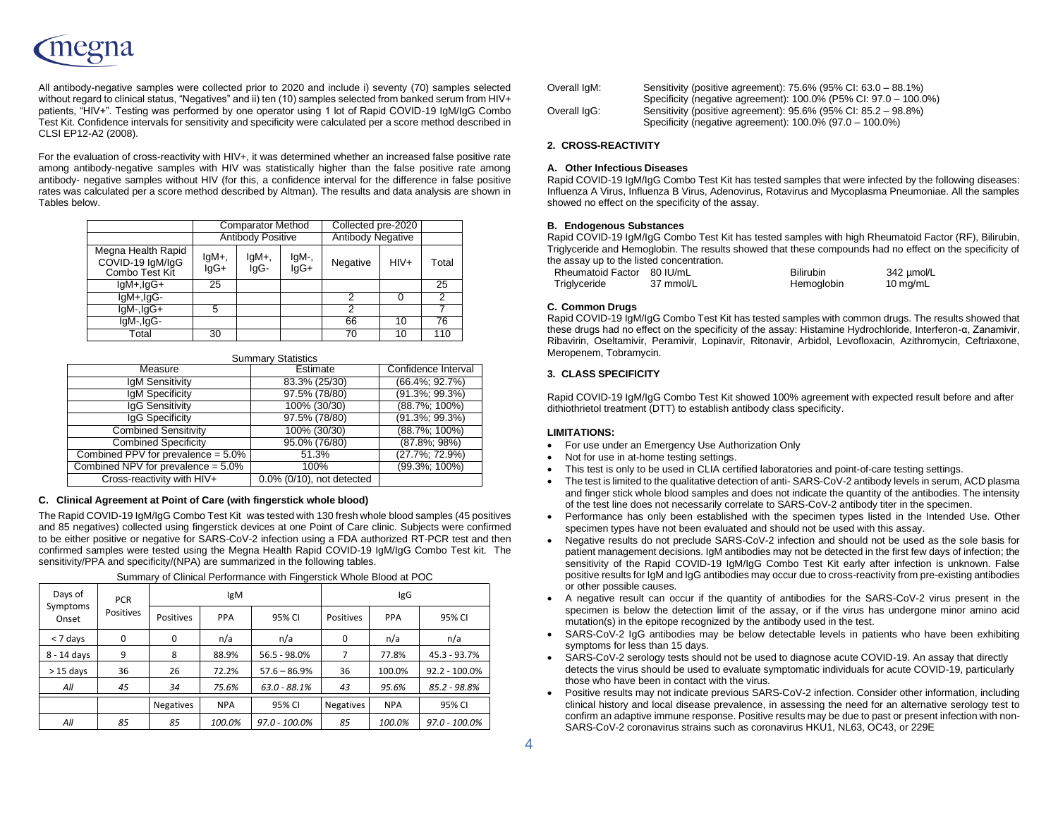All antibody-negative samples were collected prior to 2020 and include i) seventy (70) samples selected without regard to clinical status, "Negatives" and ii) ten (10) samples selected from banked serum from HIV+ patients, "HIV+". Testing was performed by one operator using 1 lot of Rapid COVID-19 IgM/IgG Combo Test Kit. Confidence intervals for sensitivity and specificity were calculated per a score method described in CLSI EP12-A2 (2008).

For the evaluation of cross-reactivity with HIV+, it was determined whether an increased false positive rate among antibody-negative samples with HIV was statistically higher than the false positive rate among antibody- negative samples without HIV (for this, a confidence interval for the difference in false positive rates was calculated per a score method described by Altman). The results and data analysis are shown in Tables below.

| | Comparator Method | | | Collected pre-2020 | | |
|---|---|---|---|---|---|---|
| | Antibody Positive | | | Antibody Negative | | |
| Megna Health Rapid COVID-19 IgM/IgG Combo Test Kit | IgM+, IgG+ | IgM+, IgG- | IgM-, IgG+ | Negative | HIV+ | Total |
| IgM+,IgG+ | 25 | | | | | 25 |
| IgM+,IgG- | | | | 2 | 0 | 2 |
| IgM-,IgG+ | 5 | | | 2 | | 7 |
| IgM-,IgG- | | | | 66 | 10 | 76 |
| Total | 30 | | | 70 | 10 | 110 |

Summary Statistics

| Measure | Estimate | Confidence Interval |
|---|---|---|
| IgM Sensitivity | 83.3% (25/30) | (66.4%; 92.7%) |
| IgM Specificity | 97.5% (78/80) | (91.3%; 99.3%) |
| IgG Sensitivity | 100% (30/30) | (88.7%; 100%) |
| IgG Specificity | 97.5% (78/80) | (91.3%; 99.3%) |
| Combined Sensitivity | 100% (30/30) | (88.7%; 100%) |
| Combined Specificity | 95.0% (76/80) | (87.8%; 98%) |
| Combined PPV for prevalence = 5.0% | 51.3% | (27.7%; 72.9%) |
| Combined NPV for prevalence = 5.0% | 100% | (99.3%; 100%) |
| Cross-reactivity with HIV+ | 0.0% (0/10), not detected | |

### C. Clinical Agreement at Point of Care (with fingerstick whole blood)

The Rapid COVID-19 IgM/IgG Combo Test Kit was tested with 130 fresh whole blood samples (45 positives and 85 negatives) collected using fingerstick devices at one Point of Care clinic. Subjects were confirmed to be either positive or negative for SARS-CoV-2 infection using a FDA authorized RT-PCR test and then confirmed samples were tested using the Megna Health Rapid COVID-19 IgM/IgG Combo Test kit. The sensitivity/PPA and specificity/(NPA) are summarized in the following tables.

Summary of Clinical Performance with Fingerstick Whole Blood at POC

| Days of Symptoms Onset | PCR Positives | IgM | | | IgG | | |
|---|---|---|---|---|---|---|---|
| | | Positives | PPA | 95% CI | Positives | PPA | 95% CI |
| < 7 days | 0 | 0 | n/a | n/a | 0 | n/a | n/a |
| 8 - 14 days | 9 | 8 | 88.9% | 56.5 - 98.0% | 7 | 77.8% | 45.3 - 93.7% |
| > 15 days | 36 | 26 | 72.2% | 57.6 – 86.9% | 36 | 100.0% | 92.2 - 100.0% |
| *All* | *45* | *34* | *75.6%* | *63.0 - 88.1%* | *43* | *95.6%* | *85.2 - 98.8%* |
| | | Negatives | NPA | 95% CI | Negatives | NPA | 95% CI |
| *All* | *85* | *85* | *100.0%* | *97.0 - 100.0%* | *85* | *100.0%* | *97.0 - 100.0%* |

Overall IgM: Sensitivity (positive agreement): 75.6% (95% CI: 63.0 – 88.1%)
Specificity (negative agreement): 100.0% (P5% CI: 97.0 – 100.0%)

Overall IgG: Sensitivity (positive agreement): 95.6% (95% CI: 85.2 – 98.8%)
Specificity (negative agreement): 100.0% (97.0 – 100.0%)

## 2. CROSS-REACTIVITY

### A. Other Infectious Diseases

Rapid COVID-19 IgM/IgG Combo Test Kit has tested samples that were infected by the following diseases: Influenza A Virus, Influenza B Virus, Adenovirus, Rotavirus and Mycoplasma Pneumoniae. All the samples showed no effect on the specificity of the assay.

### B. Endogenous Substances

Rapid COVID-19 IgM/IgG Combo Test Kit has tested samples with high Rheumatoid Factor (RF), Bilirubin, Triglyceride and Hemoglobin. The results showed that these compounds had no effect on the specificity of the assay up to the listed concentration.

| | | | |
|---|---|---|---|
| Rheumatoid Factor | 80 IU/mL | Bilirubin | 342 μmol/L |
| Triglyceride | 37 mmol/L | Hemoglobin | 10 mg/mL |

### C. Common Drugs

Rapid COVID-19 IgM/IgG Combo Test Kit has tested samples with common drugs. The results showed that these drugs had no effect on the specificity of the assay: Histamine Hydrochloride, Interferon-α, Zanamivir, Ribavirin, Oseltamivir, Peramivir, Lopinavir, Ritonavir, Arbidol, Levofloxacin, Azithromycin, Ceftriaxone, Meropenem, Tobramycin.

## 3. CLASS SPECIFICITY

Rapid COVID-19 IgM/IgG Combo Test Kit showed 100% agreement with expected result before and after dithiothrietol treatment (DTT) to establish antibody class specificity.

## LIMITATIONS:

- For use under an Emergency Use Authorization Only
- Not for use in at-home testing settings.
- This test is only to be used in CLIA certified laboratories and point-of-care testing settings.
- The test is limited to the qualitative detection of anti- SARS-CoV-2 antibody levels in serum, ACD plasma and finger stick whole blood samples and does not indicate the quantity of the antibodies. The intensity of the test line does not necessarily correlate to SARS-CoV-2 antibody titer in the specimen.
- Performance has only been established with the specimen types listed in the Intended Use. Other specimen types have not been evaluated and should not be used with this assay.
- Negative results do not preclude SARS-CoV-2 infection and should not be used as the sole basis for patient management decisions. IgM antibodies may not be detected in the first few days of infection; the sensitivity of the Rapid COVID-19 IgM/IgG Combo Test Kit early after infection is unknown. False positive results for IgM and IgG antibodies may occur due to cross-reactivity from pre-existing antibodies or other possible causes.
- A negative result can occur if the quantity of antibodies for the SARS-CoV-2 virus present in the specimen is below the detection limit of the assay, or if the virus has undergone minor amino acid mutation(s) in the epitope recognized by the antibody used in the test.
- SARS-CoV-2 IgG antibodies may be below detectable levels in patients who have been exhibiting symptoms for less than 15 days.
- SARS-CoV-2 serology tests should not be used to diagnose acute COVID-19. An assay that directly detects the virus should be used to evaluate symptomatic individuals for acute COVID-19, particularly those who have been in contact with the virus.
- Positive results may not indicate previous SARS-CoV-2 infection. Consider other information, including clinical history and local disease prevalence, in assessing the need for an alternative serology test to confirm an adaptive immune response. Positive results may be due to past or present infection with non-SARS-CoV-2 coronavirus strains such as coronavirus HKU1, NL63, OC43, or 229E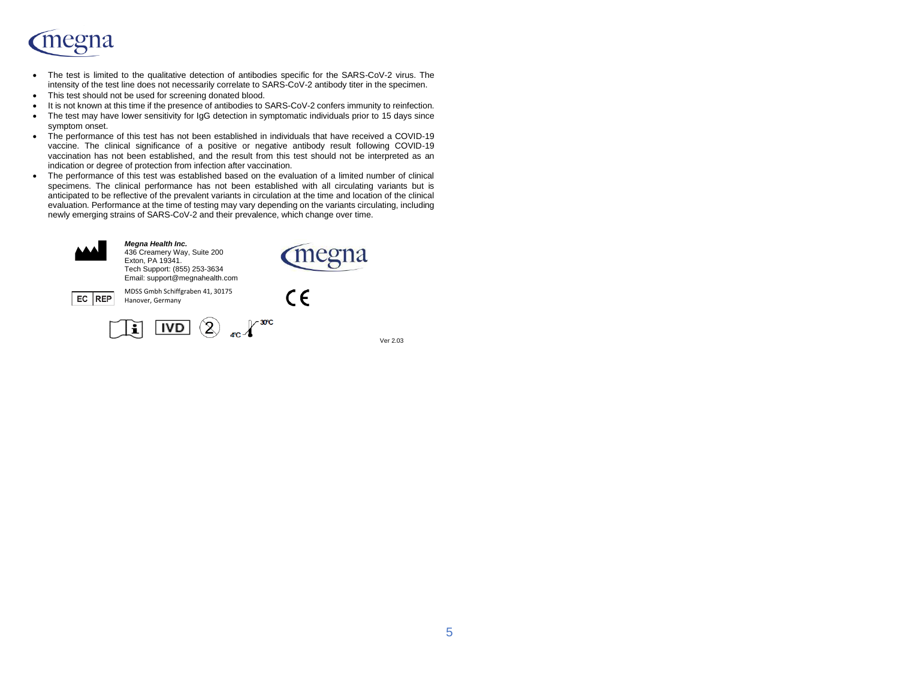- The test is limited to the qualitative detection of antibodies specific for the SARS-CoV-2 virus. The intensity of the test line does not necessarily correlate to SARS-CoV-2 antibody titer in the specimen.
- This test should not be used for screening donated blood.
- It is not known at this time if the presence of antibodies to SARS-CoV-2 confers immunity to reinfection.
- The test may have lower sensitivity for IgG detection in symptomatic individuals prior to 15 days since symptom onset.
- The performance of this test has not been established in individuals that have received a COVID-19 vaccine. The clinical significance of a positive or negative antibody result following COVID-19 vaccination has not been established, and the result from this test should not be interpreted as an indication or degree of protection from infection after vaccination.
- The performance of this test was established based on the evaluation of a limited number of clinical specimens. The clinical performance has not been established with all circulating variants but is anticipated to be reflective of the prevalent variants in circulation at the time and location of the clinical evaluation. Performance at the time of testing may vary depending on the variants circulating, including newly emerging strains of SARS-CoV-2 and their prevalence, which change over time.

***Megna Health Inc.***
436 Creamery Way, Suite 200
Exton, PA 19341.
Tech Support: (855) 253-3634
Email: support@megnahealth.com

EC REP

MDSS Gmbh Schiffgraben 41, 30175
Hanover, Germany

CE

IVD

4°C 30°C

Ver 2.03